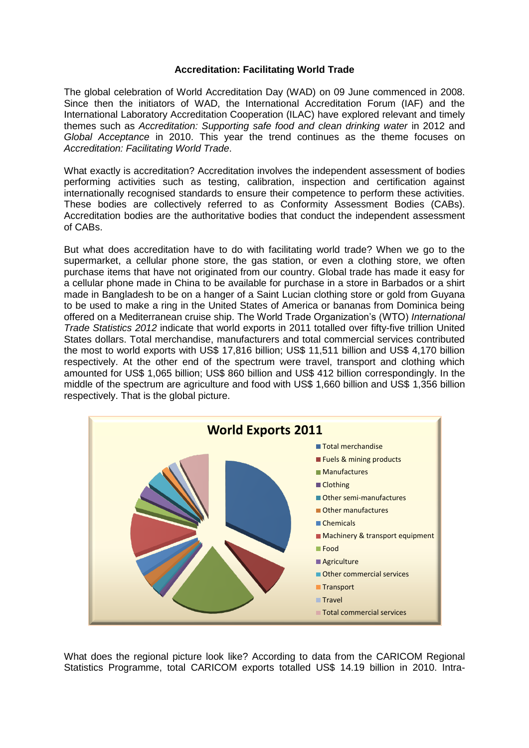**Accreditation: Facilitating World Trade**

The global celebration of World Accreditation Day (WAD) on 09 June commenced in 2008. Since then the initiators of WAD, the International Accreditation Forum (IAF) and the International Laboratory Accreditation Cooperation (ILAC) have explored relevant and timely themes such as *Accreditation: Supporting safe food and clean drinking water* in 2012 and *Global Acceptance* in 2010. This year the trend continues as the theme focuses on *Accreditation: Facilitating World Trade*.

What exactly is accreditation? Accreditation involves the independent assessment of bodies performing activities such as testing, calibration, inspection and certification against internationally recognised standards to ensure their competence to perform these activities. These bodies are collectively referred to as Conformity Assessment Bodies (CABs). Accreditation bodies are the authoritative bodies that conduct the independent assessment of CABs.

But what does accreditation have to do with facilitating world trade? When we go to the supermarket, a cellular phone store, the gas station, or even a clothing store, we often purchase items that have not originated from our country. Global trade has made it easy for a cellular phone made in China to be available for purchase in a store in Barbados or a shirt made in Bangladesh to be on a hanger of a Saint Lucian clothing store or gold from Guyana to be used to make a ring in the United States of America or bananas from Dominica being offered on a Mediterranean cruise ship. The World Trade Organization's (WTO) *International Trade Statistics 2012* indicate that world exports in 2011 totalled over fifty-five trillion United States dollars. Total merchandise, manufacturers and total commercial services contributed the most to world exports with US$ 17,816 billion; US$ 11,511 billion and US$ 4,170 billion respectively. At the other end of the spectrum were travel, transport and clothing which amounted for US$ 1,065 billion; US$ 860 billion and US$ 412 billion correspondingly. In the middle of the spectrum are agriculture and food with US$ 1,660 billion and US$ 1,356 billion respectively. That is the global picture.

**World Exports 2011**

- Total merchandise
- Fuels & mining products
- Manufactures
- Clothing
- Other semi-manufactures
- Other manufactures
- Chemicals
- Machinery & transport equipment
- Food
- Agriculture
- Other commercial services
- Transport
- Travel
- Total commercial services

What does the regional picture look like? According to data from the CARICOM Regional Statistics Programme, total CARICOM exports totalled US$ 14.19 billion in 2010. Intra-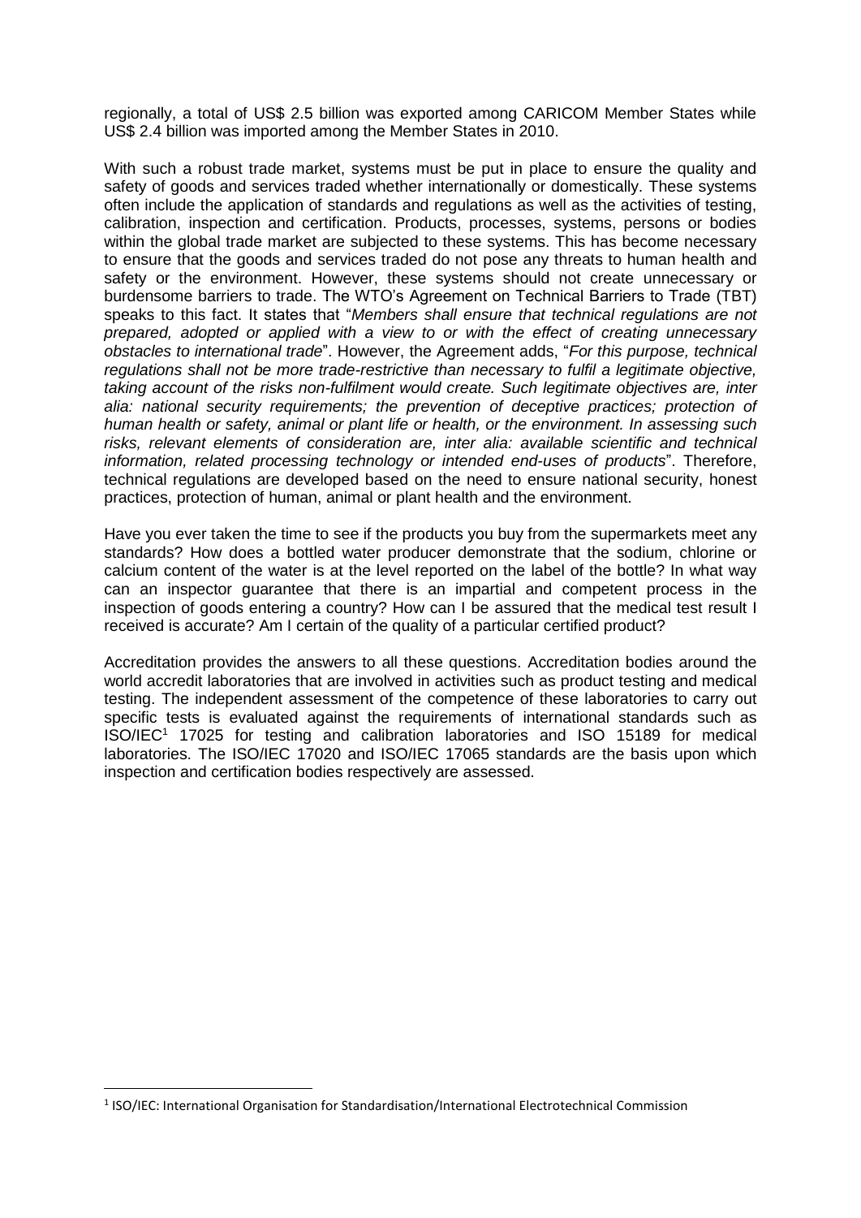regionally, a total of US$ 2.5 billion was exported among CARICOM Member States while US$ 2.4 billion was imported among the Member States in 2010.

With such a robust trade market, systems must be put in place to ensure the quality and safety of goods and services traded whether internationally or domestically. These systems often include the application of standards and regulations as well as the activities of testing, calibration, inspection and certification. Products, processes, systems, persons or bodies within the global trade market are subjected to these systems. This has become necessary to ensure that the goods and services traded do not pose any threats to human health and safety or the environment. However, these systems should not create unnecessary or burdensome barriers to trade. The WTO's Agreement on Technical Barriers to Trade (TBT) speaks to this fact. It states that "*Members shall ensure that technical regulations are not prepared, adopted or applied with a view to or with the effect of creating unnecessary obstacles to international trade*". However, the Agreement adds, "*For this purpose, technical regulations shall not be more trade-restrictive than necessary to fulfil a legitimate objective, taking account of the risks non-fulfilment would create. Such legitimate objectives are, inter alia: national security requirements; the prevention of deceptive practices; protection of human health or safety, animal or plant life or health, or the environment. In assessing such risks, relevant elements of consideration are, inter alia: available scientific and technical information, related processing technology or intended end-uses of products*". Therefore, technical regulations are developed based on the need to ensure national security, honest practices, protection of human, animal or plant health and the environment.

Have you ever taken the time to see if the products you buy from the supermarkets meet any standards? How does a bottled water producer demonstrate that the sodium, chlorine or calcium content of the water is at the level reported on the label of the bottle? In what way can an inspector guarantee that there is an impartial and competent process in the inspection of goods entering a country? How can I be assured that the medical test result I received is accurate? Am I certain of the quality of a particular certified product?

Accreditation provides the answers to all these questions. Accreditation bodies around the world accredit laboratories that are involved in activities such as product testing and medical testing. The independent assessment of the competence of these laboratories to carry out specific tests is evaluated against the requirements of international standards such as ISO/IEC[1] 17025 for testing and calibration laboratories and ISO 15189 for medical laboratories. The ISO/IEC 17020 and ISO/IEC 17065 standards are the basis upon which inspection and certification bodies respectively are assessed.

[1] ISO/IEC: International Organisation for Standardisation/International Electrotechnical Commission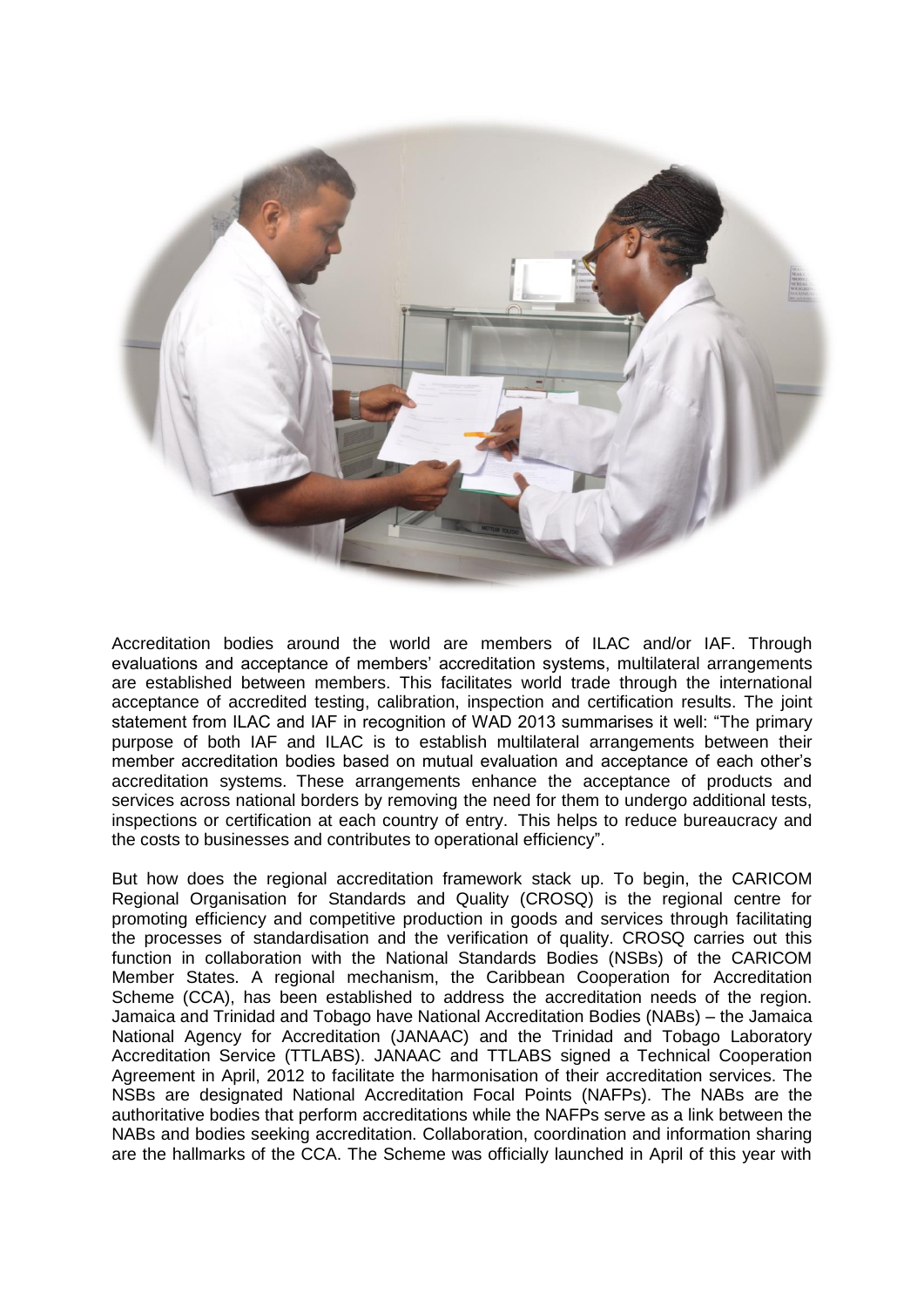Accreditation bodies around the world are members of ILAC and/or IAF. Through evaluations and acceptance of members' accreditation systems, multilateral arrangements are established between members. This facilitates world trade through the international acceptance of accredited testing, calibration, inspection and certification results. The joint statement from ILAC and IAF in recognition of WAD 2013 summarises it well: "The primary purpose of both IAF and ILAC is to establish multilateral arrangements between their member accreditation bodies based on mutual evaluation and acceptance of each other's accreditation systems. These arrangements enhance the acceptance of products and services across national borders by removing the need for them to undergo additional tests, inspections or certification at each country of entry. This helps to reduce bureaucracy and the costs to businesses and contributes to operational efficiency".

But how does the regional accreditation framework stack up. To begin, the CARICOM Regional Organisation for Standards and Quality (CROSQ) is the regional centre for promoting efficiency and competitive production in goods and services through facilitating the processes of standardisation and the verification of quality. CROSQ carries out this function in collaboration with the National Standards Bodies (NSBs) of the CARICOM Member States. A regional mechanism, the Caribbean Cooperation for Accreditation Scheme (CCA), has been established to address the accreditation needs of the region. Jamaica and Trinidad and Tobago have National Accreditation Bodies (NABs) – the Jamaica National Agency for Accreditation (JANAAC) and the Trinidad and Tobago Laboratory Accreditation Service (TTLABS). JANAAC and TTLABS signed a Technical Cooperation Agreement in April, 2012 to facilitate the harmonisation of their accreditation services. The NSBs are designated National Accreditation Focal Points (NAFPs). The NABs are the authoritative bodies that perform accreditations while the NAFPs serve as a link between the NABs and bodies seeking accreditation. Collaboration, coordination and information sharing are the hallmarks of the CCA. The Scheme was officially launched in April of this year with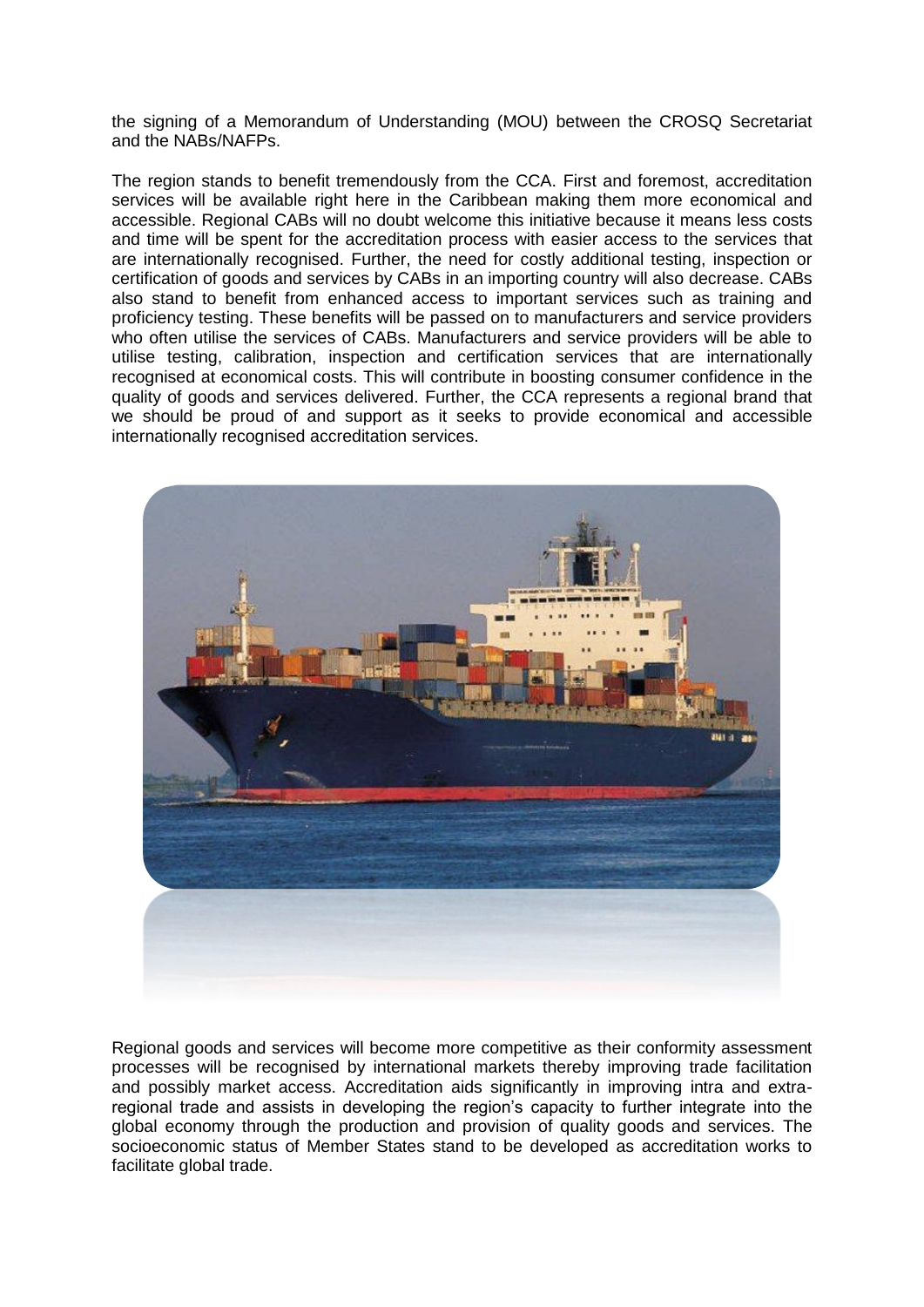the signing of a Memorandum of Understanding (MOU) between the CROSQ Secretariat and the NABs/NAFPs.

The region stands to benefit tremendously from the CCA. First and foremost, accreditation services will be available right here in the Caribbean making them more economical and accessible. Regional CABs will no doubt welcome this initiative because it means less costs and time will be spent for the accreditation process with easier access to the services that are internationally recognised. Further, the need for costly additional testing, inspection or certification of goods and services by CABs in an importing country will also decrease. CABs also stand to benefit from enhanced access to important services such as training and proficiency testing. These benefits will be passed on to manufacturers and service providers who often utilise the services of CABs. Manufacturers and service providers will be able to utilise testing, calibration, inspection and certification services that are internationally recognised at economical costs. This will contribute in boosting consumer confidence in the quality of goods and services delivered. Further, the CCA represents a regional brand that we should be proud of and support as it seeks to provide economical and accessible internationally recognised accreditation services.

Regional goods and services will become more competitive as their conformity assessment processes will be recognised by international markets thereby improving trade facilitation and possibly market access. Accreditation aids significantly in improving intra and extra-regional trade and assists in developing the region's capacity to further integrate into the global economy through the production and provision of quality goods and services. The socioeconomic status of Member States stand to be developed as accreditation works to facilitate global trade.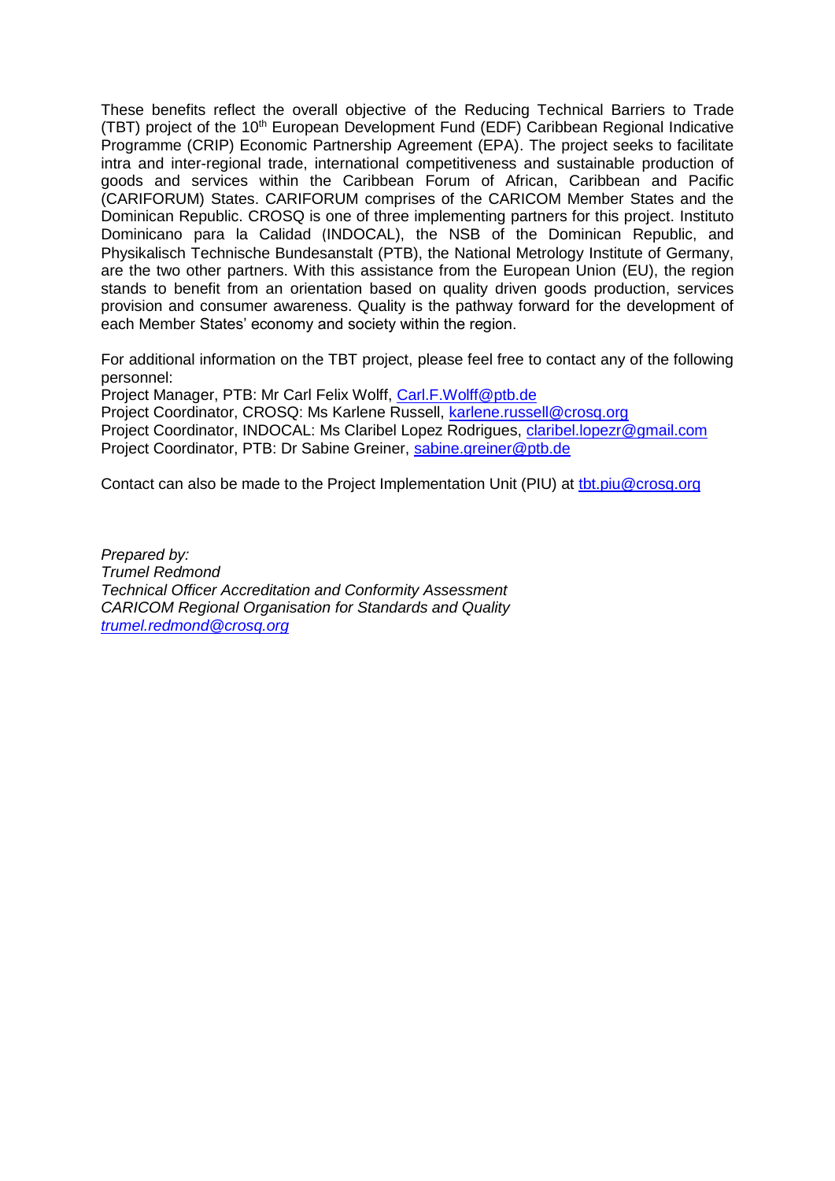These benefits reflect the overall objective of the Reducing Technical Barriers to Trade (TBT) project of the 10th European Development Fund (EDF) Caribbean Regional Indicative Programme (CRIP) Economic Partnership Agreement (EPA). The project seeks to facilitate intra and inter-regional trade, international competitiveness and sustainable production of goods and services within the Caribbean Forum of African, Caribbean and Pacific (CARIFORUM) States. CARIFORUM comprises of the CARICOM Member States and the Dominican Republic. CROSQ is one of three implementing partners for this project. Instituto Dominicano para la Calidad (INDOCAL), the NSB of the Dominican Republic, and Physikalisch Technische Bundesanstalt (PTB), the National Metrology Institute of Germany, are the two other partners. With this assistance from the European Union (EU), the region stands to benefit from an orientation based on quality driven goods production, services provision and consumer awareness. Quality is the pathway forward for the development of each Member States' economy and society within the region.

For additional information on the TBT project, please feel free to contact any of the following personnel:
Project Manager, PTB: Mr Carl Felix Wolff, Carl.F.Wolff@ptb.de
Project Coordinator, CROSQ: Ms Karlene Russell, karlene.russell@crosq.org
Project Coordinator, INDOCAL: Ms Claribel Lopez Rodrigues, claribel.lopezr@gmail.com
Project Coordinator, PTB: Dr Sabine Greiner, sabine.greiner@ptb.de

Contact can also be made to the Project Implementation Unit (PIU) at tbt.piu@crosq.org

*Prepared by:*
*Trumel Redmond*
*Technical Officer Accreditation and Conformity Assessment*
*CARICOM Regional Organisation for Standards and Quality*
*trumel.redmond@crosq.org*